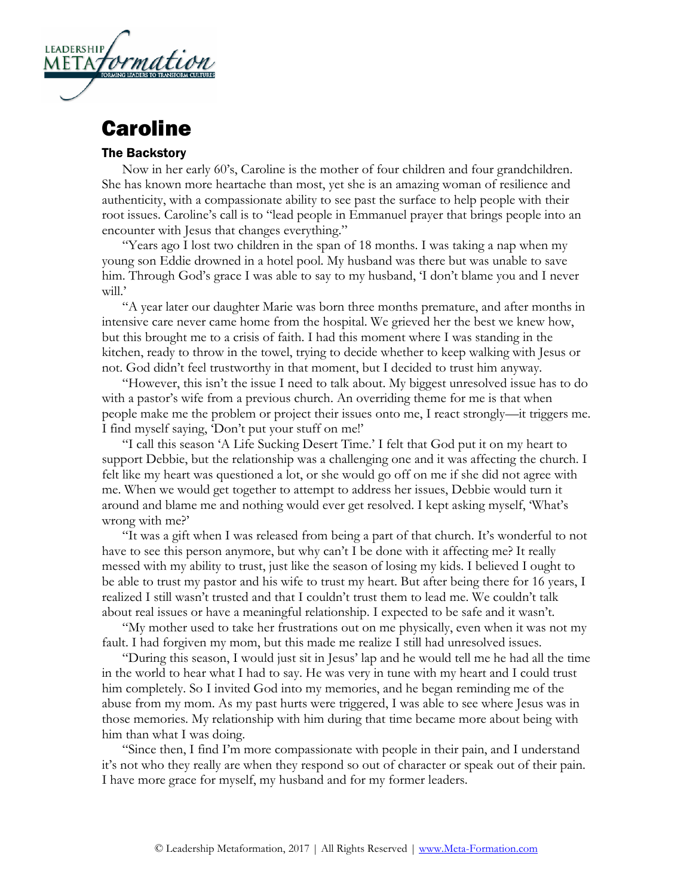# Caroline

## The Backstory

Now in her early 60's, Caroline is the mother of four children and four grandchildren. She has known more heartache than most, yet she is an amazing woman of resilience and authenticity, with a compassionate ability to see past the surface to help people with their root issues. Caroline's call is to "lead people in Emmanuel prayer that brings people into an encounter with Jesus that changes everything."

"Years ago I lost two children in the span of 18 months. I was taking a nap when my young son Eddie drowned in a hotel pool. My husband was there but was unable to save him. Through God's grace I was able to say to my husband, 'I don't blame you and I never will.'

"A year later our daughter Marie was born three months premature, and after months in intensive care never came home from the hospital. We grieved her the best we knew how, but this brought me to a crisis of faith. I had this moment where I was standing in the kitchen, ready to throw in the towel, trying to decide whether to keep walking with Jesus or not. God didn't feel trustworthy in that moment, but I decided to trust him anyway.

"However, this isn't the issue I need to talk about. My biggest unresolved issue has to do with a pastor's wife from a previous church. An overriding theme for me is that when people make me the problem or project their issues onto me, I react strongly—it triggers me. I find myself saying, 'Don't put your stuff on me!'

"I call this season 'A Life Sucking Desert Time.' I felt that God put it on my heart to support Debbie, but the relationship was a challenging one and it was affecting the church. I felt like my heart was questioned a lot, or she would go off on me if she did not agree with me. When we would get together to attempt to address her issues, Debbie would turn it around and blame me and nothing would ever get resolved. I kept asking myself, 'What's wrong with me?'

"It was a gift when I was released from being a part of that church. It's wonderful to not have to see this person anymore, but why can't I be done with it affecting me? It really messed with my ability to trust, just like the season of losing my kids. I believed I ought to be able to trust my pastor and his wife to trust my heart. But after being there for 16 years, I realized I still wasn't trusted and that I couldn't trust them to lead me. We couldn't talk about real issues or have a meaningful relationship. I expected to be safe and it wasn't.

"My mother used to take her frustrations out on me physically, even when it was not my fault. I had forgiven my mom, but this made me realize I still had unresolved issues.

"During this season, I would just sit in Jesus' lap and he would tell me he had all the time in the world to hear what I had to say. He was very in tune with my heart and I could trust him completely. So I invited God into my memories, and he began reminding me of the abuse from my mom. As my past hurts were triggered, I was able to see where Jesus was in those memories. My relationship with him during that time became more about being with him than what I was doing.

"Since then, I find I'm more compassionate with people in their pain, and I understand it's not who they really are when they respond so out of character or speak out of their pain. I have more grace for myself, my husband and for my former leaders.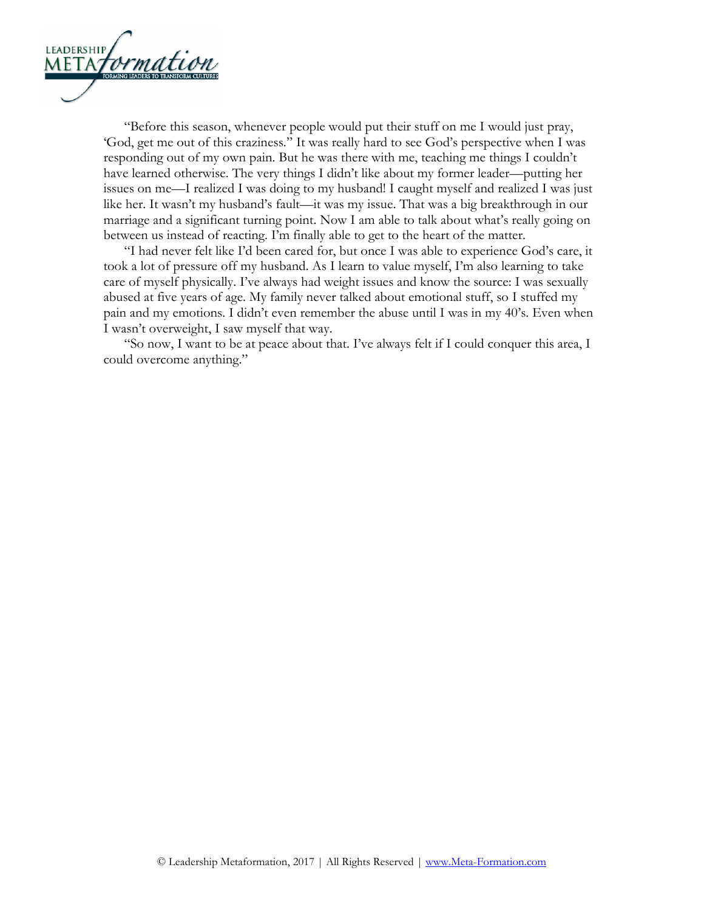"Before this season, whenever people would put their stuff on me I would just pray, 'God, get me out of this craziness." It was really hard to see God's perspective when I was responding out of my own pain. But he was there with me, teaching me things I couldn't have learned otherwise. The very things I didn't like about my former leader—putting her issues on me—I realized I was doing to my husband! I caught myself and realized I was just like her. It wasn't my husband's fault—it was my issue. That was a big breakthrough in our marriage and a significant turning point. Now I am able to talk about what's really going on between us instead of reacting. I'm finally able to get to the heart of the matter.

"I had never felt like I'd been cared for, but once I was able to experience God's care, it took a lot of pressure off my husband. As I learn to value myself, I'm also learning to take care of myself physically. I've always had weight issues and know the source: I was sexually abused at five years of age. My family never talked about emotional stuff, so I stuffed my pain and my emotions. I didn't even remember the abuse until I was in my 40's. Even when I wasn't overweight, I saw myself that way.

"So now, I want to be at peace about that. I've always felt if I could conquer this area, I could overcome anything."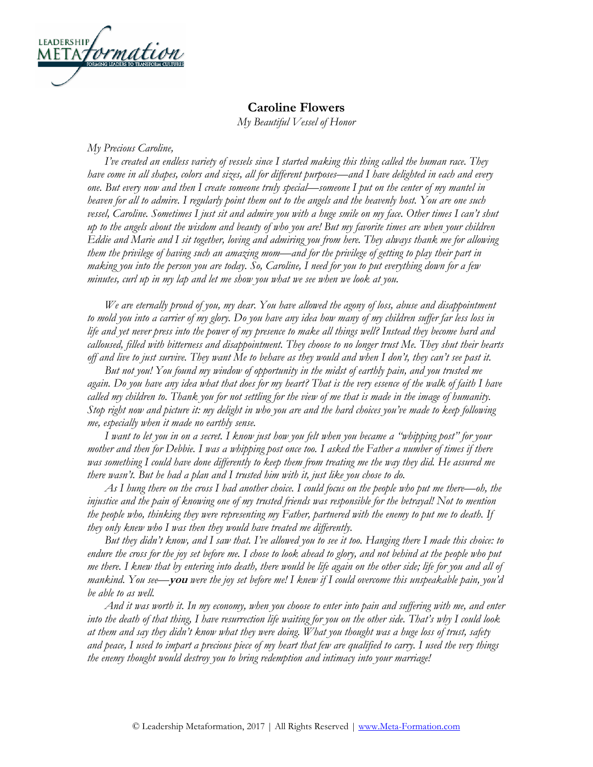**Caroline Flowers**

*My Beautiful Vessel of Honor*

*My Precious Caroline,*

*I've created an endless variety of vessels since I started making this thing called the human race. They have come in all shapes, colors and sizes, all for different purposes—and I have delighted in each and every one. But every now and then I create someone truly special—someone I put on the center of my mantel in heaven for all to admire. I regularly point them out to the angels and the heavenly host. You are one such vessel, Caroline. Sometimes I just sit and admire you with a huge smile on my face. Other times I can't shut up to the angels about the wisdom and beauty of who you are! But my favorite times are when your children Eddie and Marie and I sit together, loving and admiring you from here. They always thank me for allowing them the privilege of having such an amazing mom—and for the privilege of getting to play their part in making you into the person you are today. So, Caroline, I need for you to put everything down for a few minutes, curl up in my lap and let me show you what we see when we look at you.*

*We are eternally proud of you, my dear. You have allowed the agony of loss, abuse and disappointment to mold you into a carrier of my glory. Do you have any idea how many of my children suffer far less loss in life and yet never press into the power of my presence to make all things well? Instead they become hard and calloused, filled with bitterness and disappointment. They choose to no longer trust Me. They shut their hearts off and live to just survive. They want Me to behave as they would and when I don't, they can't see past it.*

*But not you! You found my window of opportunity in the midst of earthly pain, and you trusted me again. Do you have any idea what that does for my heart? That is the very essence of the walk of faith I have called my children to. Thank you for not settling for the view of me that is made in the image of humanity. Stop right now and picture it: my delight in who you are and the hard choices you've made to keep following me, especially when it made no earthly sense.*

*I want to let you in on a secret. I know just how you felt when you became a "whipping post" for your mother and then for Debbie. I was a whipping post once too. I asked the Father a number of times if there was something I could have done differently to keep them from treating me the way they did. He assured me there wasn't. But he had a plan and I trusted him with it, just like you chose to do.*

*As I hung there on the cross I had another choice. I could focus on the people who put me there—oh, the injustice and the pain of knowing one of my trusted friends was responsible for the betrayal! Not to mention the people who, thinking they were representing my Father, partnered with the enemy to put me to death. If they only knew who I was then they would have treated me differently.*

*But they didn't know, and I saw that. I've allowed you to see it too. Hanging there I made this choice: to endure the cross for the joy set before me. I chose to look ahead to glory, and not behind at the people who put me there. I knew that by entering into death, there would be life again on the other side; life for you and all of mankind. You see—**you** were the joy set before me! I knew if I could overcome this unspeakable pain, you'd be able to as well.*

*And it was worth it. In my economy, when you choose to enter into pain and suffering with me, and enter into the death of that thing, I have resurrection life waiting for you on the other side. That's why I could look at them and say they didn't know what they were doing. What you thought was a huge loss of trust, safety and peace, I used to impart a precious piece of my heart that few are qualified to carry. I used the very things the enemy thought would destroy you to bring redemption and intimacy into your marriage!*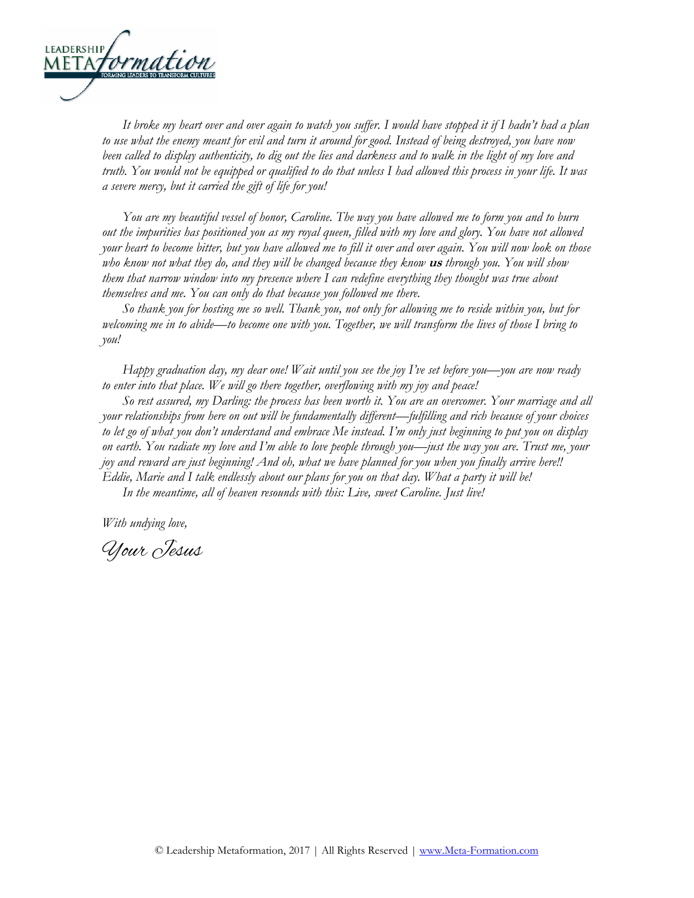*It broke my heart over and over again to watch you suffer. I would have stopped it if I hadn't had a plan to use what the enemy meant for evil and turn it around for good. Instead of being destroyed, you have now been called to display authenticity, to dig out the lies and darkness and to walk in the light of my love and truth. You would not be equipped or qualified to do that unless I had allowed this process in your life. It was a severe mercy, but it carried the gift of life for you!*

*You are my beautiful vessel of honor, Caroline. The way you have allowed me to form you and to burn out the impurities has positioned you as my royal queen, filled with my love and glory. You have not allowed your heart to become bitter, but you have allowed me to fill it over and over again. You will now look on those who know not what they do, and they will be changed because they know* ***us*** *through you. You will show them that narrow window into my presence where I can redefine everything they thought was true about themselves and me. You can only do that because you followed me there.*

*So thank you for hosting me so well. Thank you, not only for allowing me to reside within you, but for welcoming me in to abide—to become one with you. Together, we will transform the lives of those I bring to you!*

*Happy graduation day, my dear one! Wait until you see the joy I've set before you—you are now ready to enter into that place. We will go there together, overflowing with my joy and peace!*

*So rest assured, my Darling: the process has been worth it. You are an overcomer. Your marriage and all your relationships from here on out will be fundamentally different—fulfilling and rich because of your choices to let go of what you don't understand and embrace Me instead. I'm only just beginning to put you on display on earth. You radiate my love and I'm able to love people through you—just the way you are. Trust me, your joy and reward are just beginning! And oh, what we have planned for you when you finally arrive here!! Eddie, Marie and I talk endlessly about our plans for you on that day. What a party it will be!*

*In the meantime, all of heaven resounds with this: Live, sweet Caroline. Just live!*

*With undying love,*

*Your Jesus*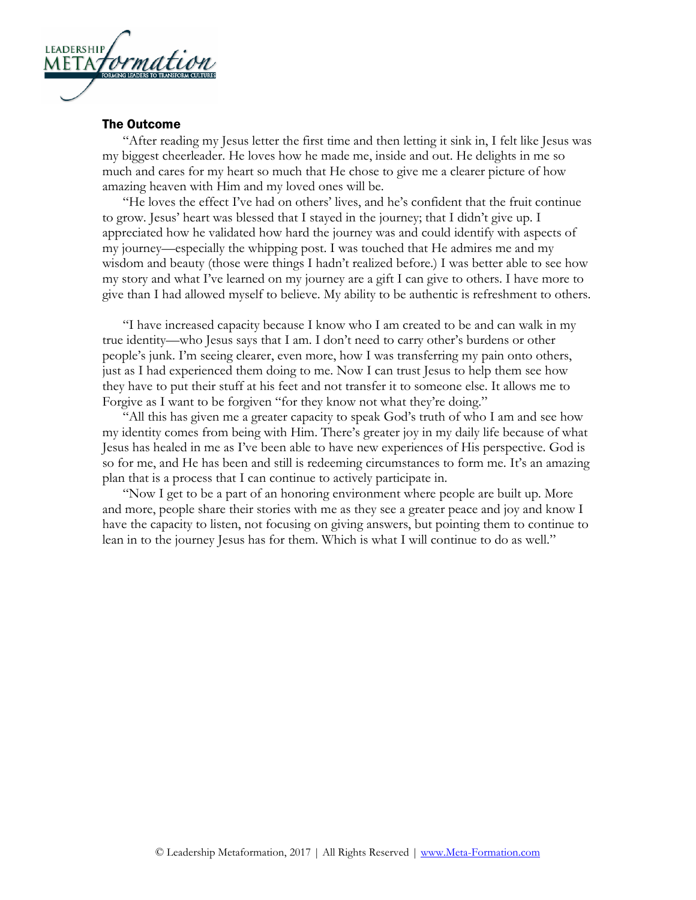## The Outcome

"After reading my Jesus letter the first time and then letting it sink in, I felt like Jesus was my biggest cheerleader. He loves how he made me, inside and out. He delights in me so much and cares for my heart so much that He chose to give me a clearer picture of how amazing heaven with Him and my loved ones will be.

"He loves the effect I've had on others' lives, and he's confident that the fruit continue to grow. Jesus' heart was blessed that I stayed in the journey; that I didn't give up. I appreciated how he validated how hard the journey was and could identify with aspects of my journey—especially the whipping post. I was touched that He admires me and my wisdom and beauty (those were things I hadn't realized before.) I was better able to see how my story and what I've learned on my journey are a gift I can give to others. I have more to give than I had allowed myself to believe. My ability to be authentic is refreshment to others.

"I have increased capacity because I know who I am created to be and can walk in my true identity—who Jesus says that I am. I don't need to carry other's burdens or other people's junk. I'm seeing clearer, even more, how I was transferring my pain onto others, just as I had experienced them doing to me. Now I can trust Jesus to help them see how they have to put their stuff at his feet and not transfer it to someone else. It allows me to Forgive as I want to be forgiven "for they know not what they're doing."

"All this has given me a greater capacity to speak God's truth of who I am and see how my identity comes from being with Him. There's greater joy in my daily life because of what Jesus has healed in me as I've been able to have new experiences of His perspective. God is so for me, and He has been and still is redeeming circumstances to form me. It's an amazing plan that is a process that I can continue to actively participate in.

"Now I get to be a part of an honoring environment where people are built up. More and more, people share their stories with me as they see a greater peace and joy and know I have the capacity to listen, not focusing on giving answers, but pointing them to continue to lean in to the journey Jesus has for them. Which is what I will continue to do as well."